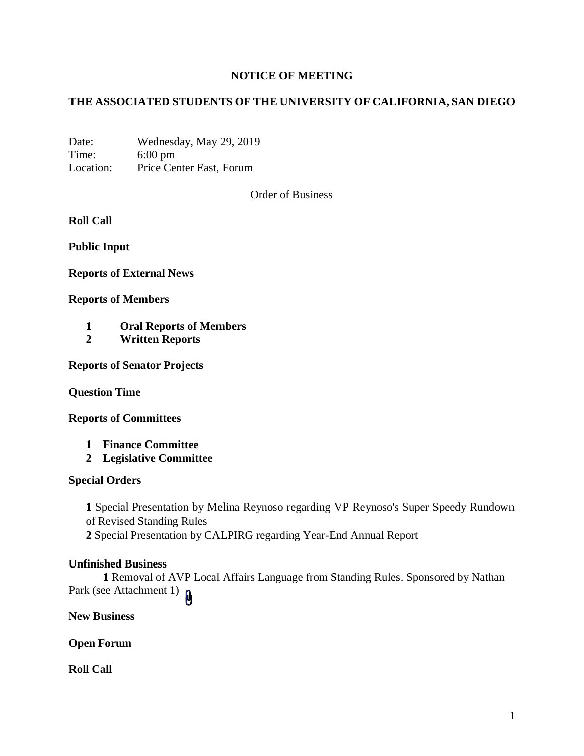# NOTICE OF MEETING

## THE ASSOCIATED STUDENTS OF THE UNIVERSITY OF CALIFORNIA, SAN DIEGO

Date: Wednesday, May 29, 2019
Time: 6:00 pm
Location: Price Center East, Forum

Order of Business

**Roll Call**

**Public Input**

**Reports of External News**

**Reports of Members**

1. **Oral Reports of Members**
2. **Written Reports**

**Reports of Senator Projects**

**Question Time**

**Reports of Committees**

1. **Finance Committee**
2. **Legislative Committee**

**Special Orders**

**1** Special Presentation by Melina Reynoso regarding VP Reynoso's Super Speedy Rundown of Revised Standing Rules
**2** Special Presentation by CALPIRG regarding Year-End Annual Report

**Unfinished Business**

**1** Removal of AVP Local Affairs Language from Standing Rules. Sponsored by Nathan Park (see Attachment 1)

**New Business**

**Open Forum**

**Roll Call**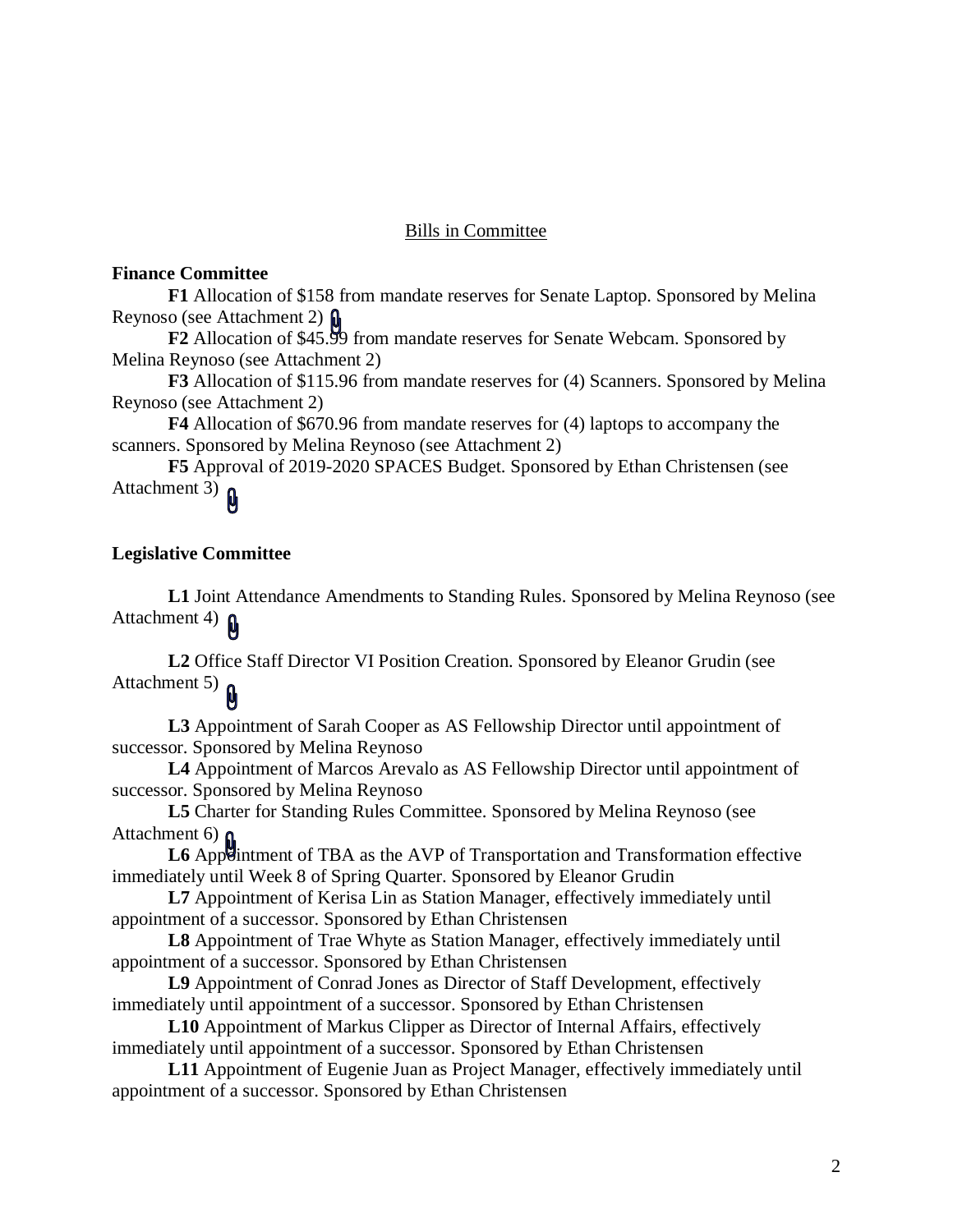## Bills in Committee

**Finance Committee**

**F1** Allocation of $158 from mandate reserves for Senate Laptop. Sponsored by Melina Reynoso (see Attachment 2)

**F2** Allocation of $45.99 from mandate reserves for Senate Webcam. Sponsored by Melina Reynoso (see Attachment 2)

**F3** Allocation of $115.96 from mandate reserves for (4) Scanners. Sponsored by Melina Reynoso (see Attachment 2)

**F4** Allocation of $670.96 from mandate reserves for (4) laptops to accompany the scanners. Sponsored by Melina Reynoso (see Attachment 2)

**F5** Approval of 2019-2020 SPACES Budget. Sponsored by Ethan Christensen (see Attachment 3)

**Legislative Committee**

**L1** Joint Attendance Amendments to Standing Rules. Sponsored by Melina Reynoso (see Attachment 4)

**L2** Office Staff Director VI Position Creation. Sponsored by Eleanor Grudin (see Attachment 5)

**L3** Appointment of Sarah Cooper as AS Fellowship Director until appointment of successor. Sponsored by Melina Reynoso

**L4** Appointment of Marcos Arevalo as AS Fellowship Director until appointment of successor. Sponsored by Melina Reynoso

**L5** Charter for Standing Rules Committee. Sponsored by Melina Reynoso (see Attachment 6)

**L6** Appointment of TBA as the AVP of Transportation and Transformation effective immediately until Week 8 of Spring Quarter. Sponsored by Eleanor Grudin

**L7** Appointment of Kerisa Lin as Station Manager, effectively immediately until appointment of a successor. Sponsored by Ethan Christensen

**L8** Appointment of Trae Whyte as Station Manager, effectively immediately until appointment of a successor. Sponsored by Ethan Christensen

**L9** Appointment of Conrad Jones as Director of Staff Development, effectively immediately until appointment of a successor. Sponsored by Ethan Christensen

**L10** Appointment of Markus Clipper as Director of Internal Affairs, effectively immediately until appointment of a successor. Sponsored by Ethan Christensen

**L11** Appointment of Eugenie Juan as Project Manager, effectively immediately until appointment of a successor. Sponsored by Ethan Christensen